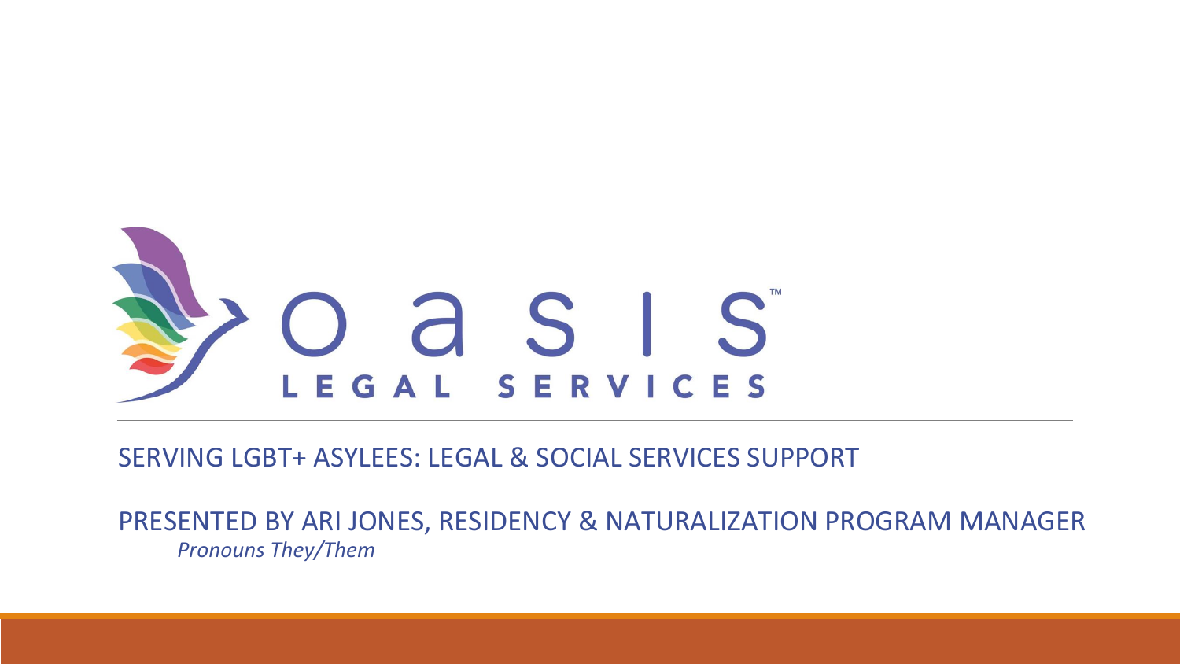# oasis LEGAL SERVICES™

## SERVING LGBT+ ASYLEES: LEGAL & SOCIAL SERVICES SUPPORT

PRESENTED BY ARI JONES, RESIDENCY & NATURALIZATION PROGRAM MANAGER

*Pronouns They/Them*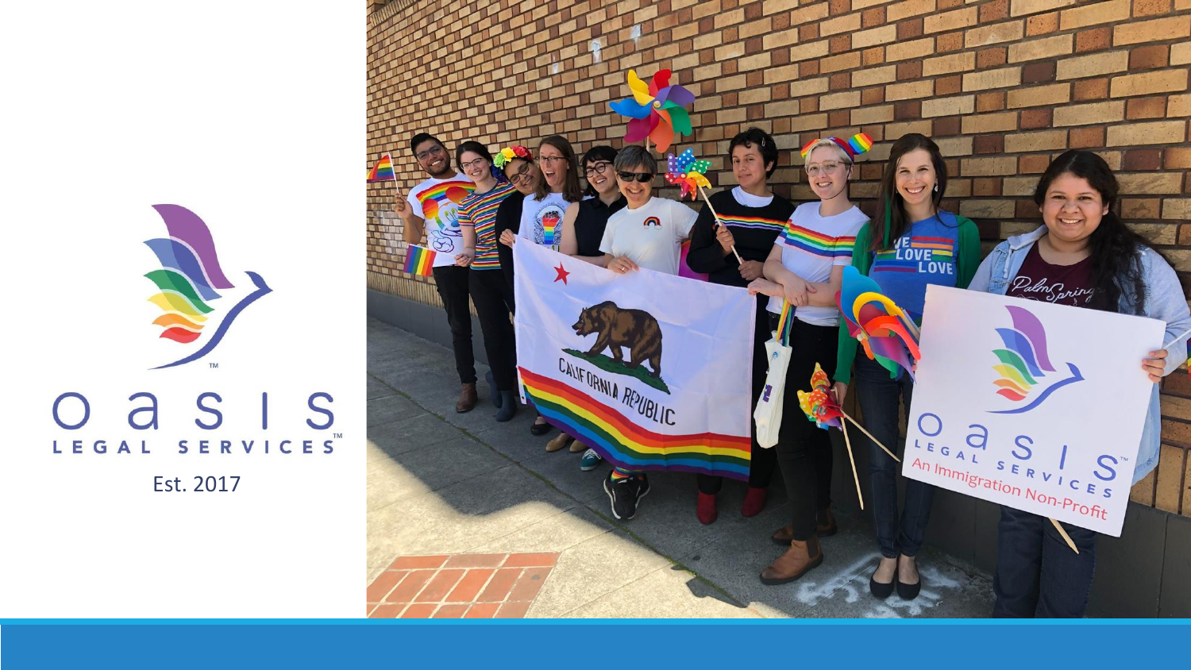oasis

LEGAL SERVICES™

Est. 2017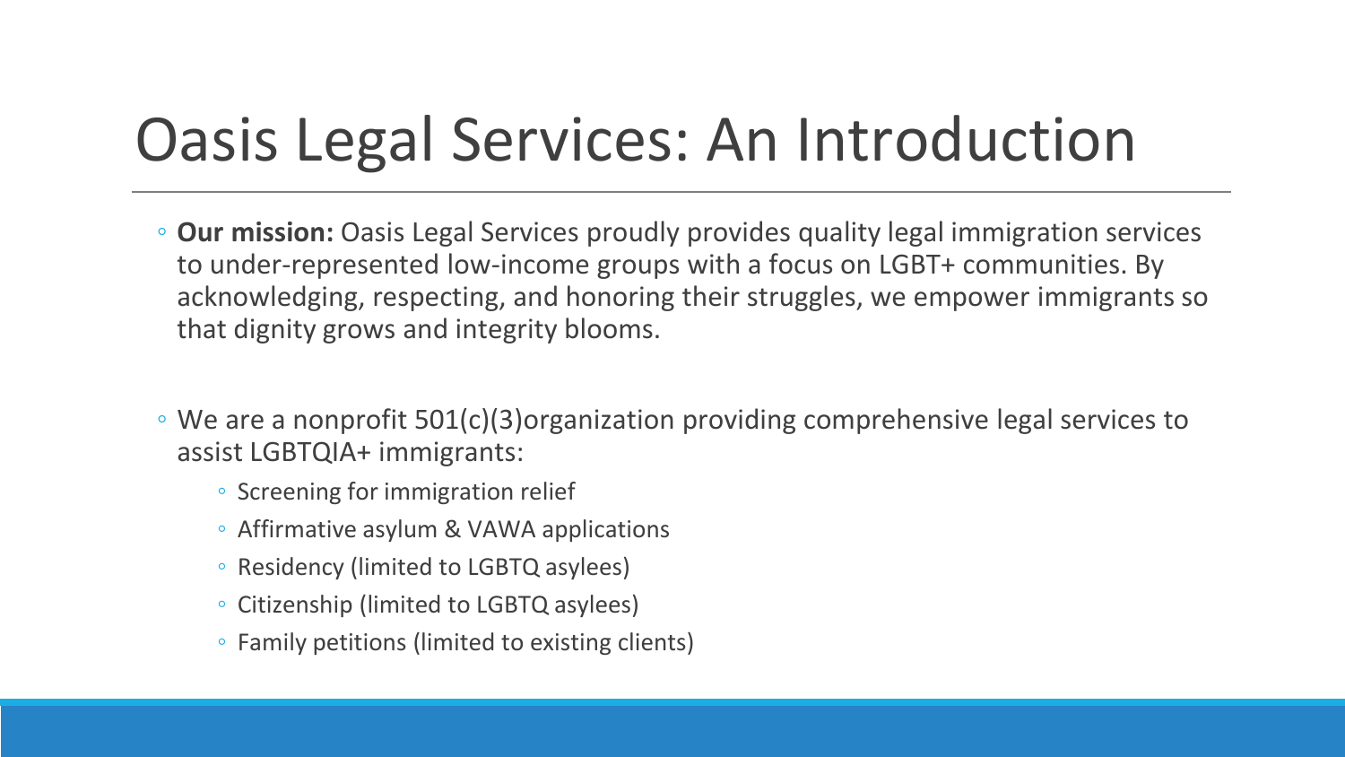# Oasis Legal Services: An Introduction

- **Our mission:** Oasis Legal Services proudly provides quality legal immigration services to under-represented low-income groups with a focus on LGBT+ communities. By acknowledging, respecting, and honoring their struggles, we empower immigrants so that dignity grows and integrity blooms.

- We are a nonprofit 501(c)(3)organization providing comprehensive legal services to assist LGBTQIA+ immigrants:
  - Screening for immigration relief
  - Affirmative asylum & VAWA applications
  - Residency (limited to LGBTQ asylees)
  - Citizenship (limited to LGBTQ asylees)
  - Family petitions (limited to existing clients)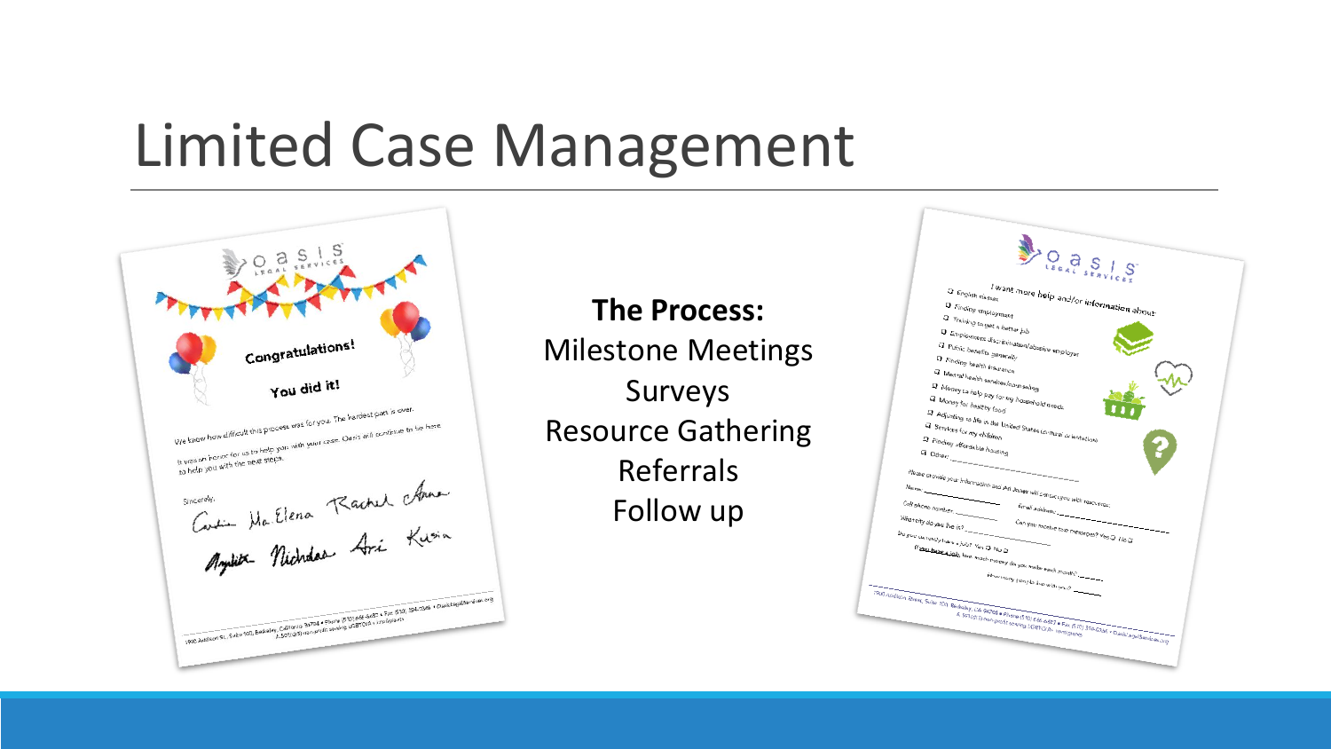# Limited Case Management

**The Process:**

Milestone Meetings

Surveys

Resource Gathering

Referrals

Follow up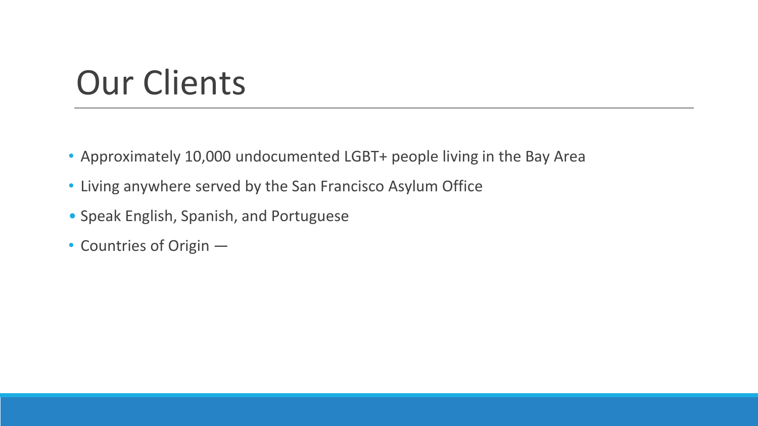# Our Clients

- Approximately 10,000 undocumented LGBT+ people living in the Bay Area
- Living anywhere served by the San Francisco Asylum Office
- Speak English, Spanish, and Portuguese
- Countries of Origin —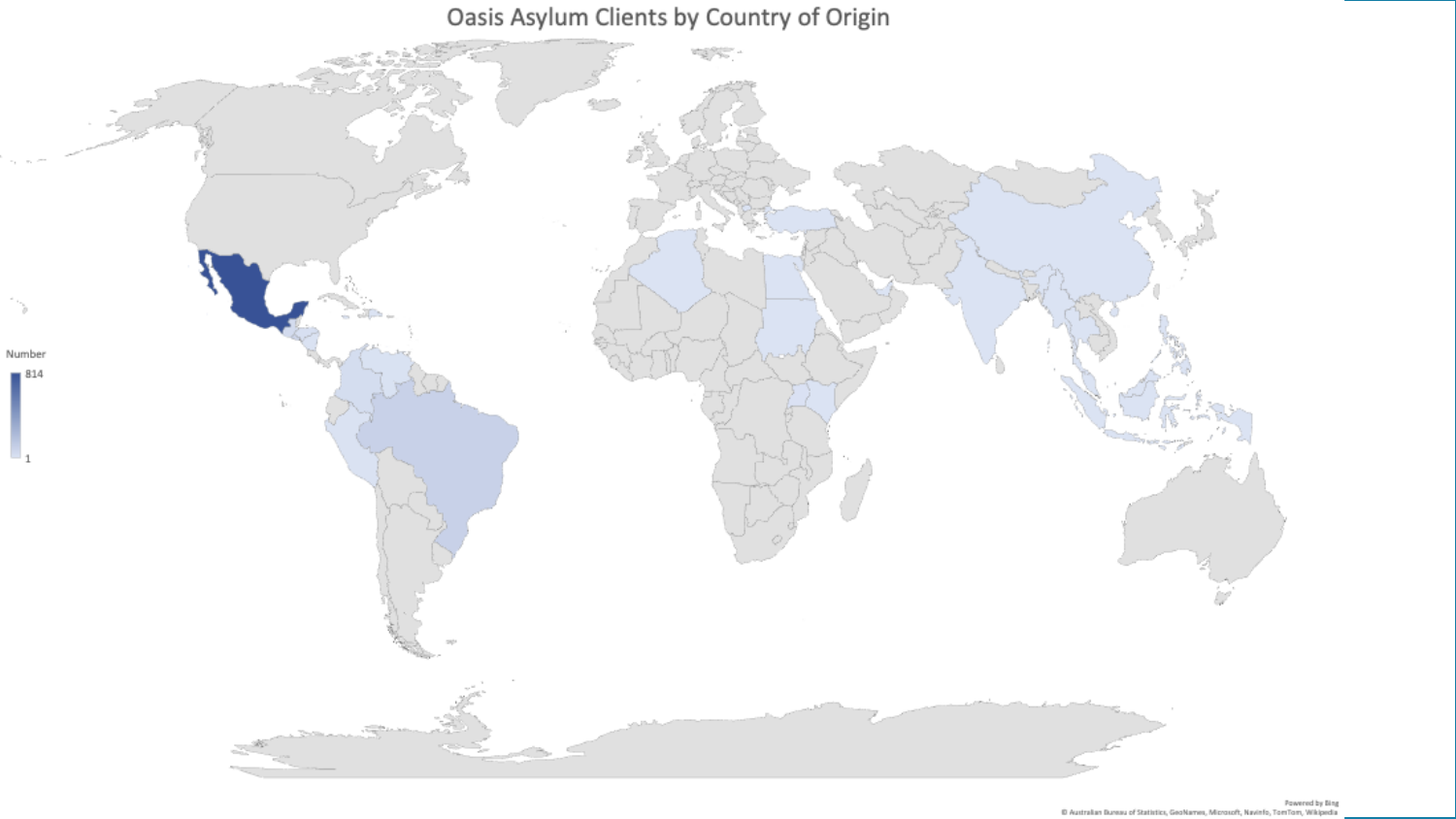# Oasis Asylum Clients by Country of Origin

Number

814

1

Powered by Bing

© Australian Bureau of Statistics, GeoNames, Microsoft, Navinfo, TomTom, Wikipedia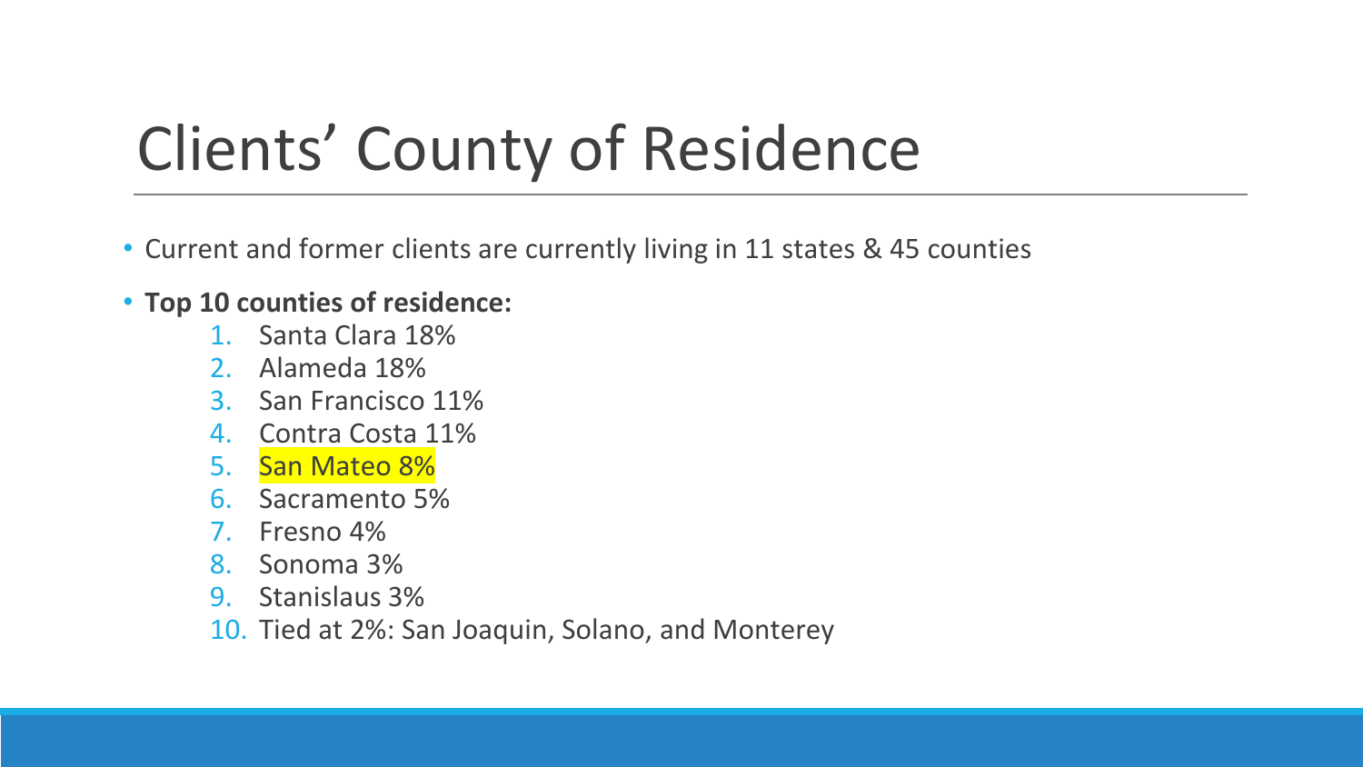# Clients' County of Residence

- Current and former clients are currently living in 11 states & 45 counties
- **Top 10 counties of residence:**
  1. Santa Clara 18%
  2. Alameda 18%
  3. San Francisco 11%
  4. Contra Costa 11%
  5. San Mateo 8%
  6. Sacramento 5%
  7. Fresno 4%
  8. Sonoma 3%
  9. Stanislaus 3%
  10. Tied at 2%: San Joaquin, Solano, and Monterey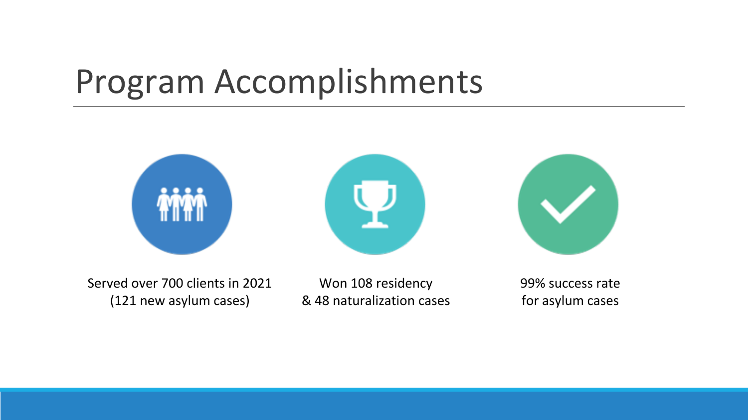# Program Accomplishments

Served over 700 clients in 2021 (121 new asylum cases)

Won 108 residency & 48 naturalization cases

99% success rate for asylum cases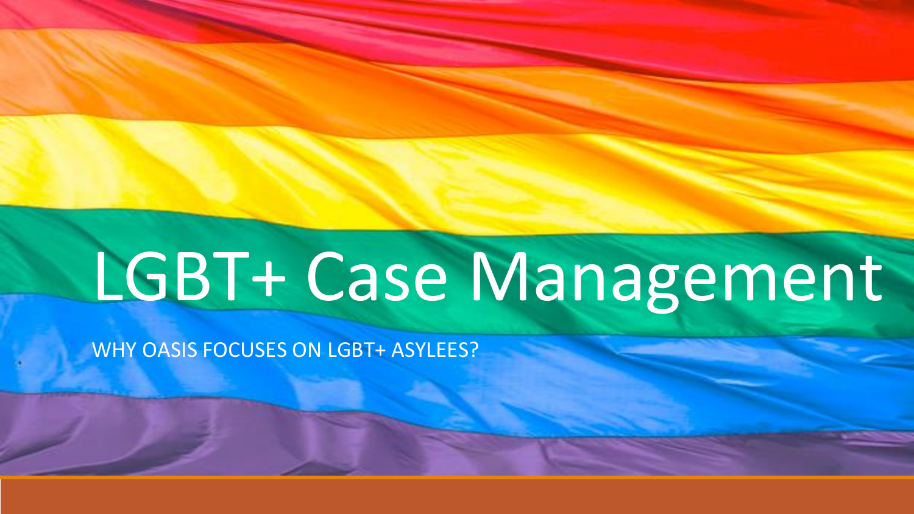# LGBT+ Case Management

WHY OASIS FOCUSES ON LGBT+ ASYLEES?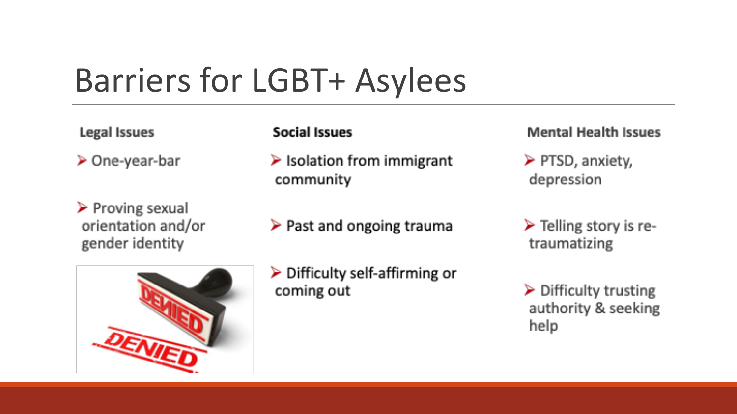# Barriers for LGBT+ Asylees

### Legal Issues

- One-year-bar
- Proving sexual orientation and/or gender identity

### Social Issues

- Isolation from immigrant community
- Past and ongoing trauma
- Difficulty self-affirming or coming out

### Mental Health Issues

- PTSD, anxiety, depression
- Telling story is re-traumatizing
- Difficulty trusting authority & seeking help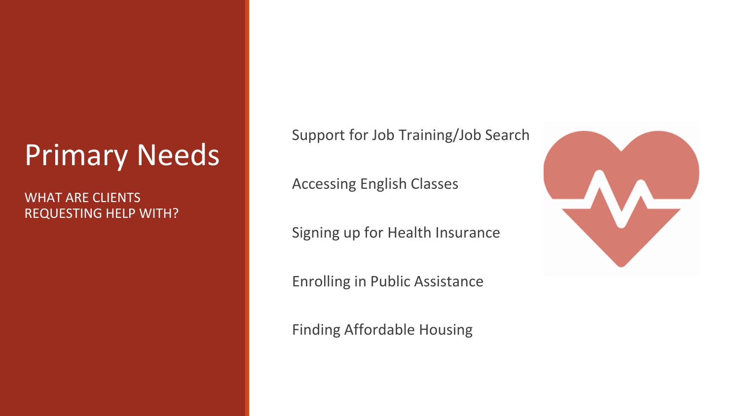# Primary Needs

WHAT ARE CLIENTS REQUESTING HELP WITH?

- Support for Job Training/Job Search
- Accessing English Classes
- Signing up for Health Insurance
- Enrolling in Public Assistance
- Finding Affordable Housing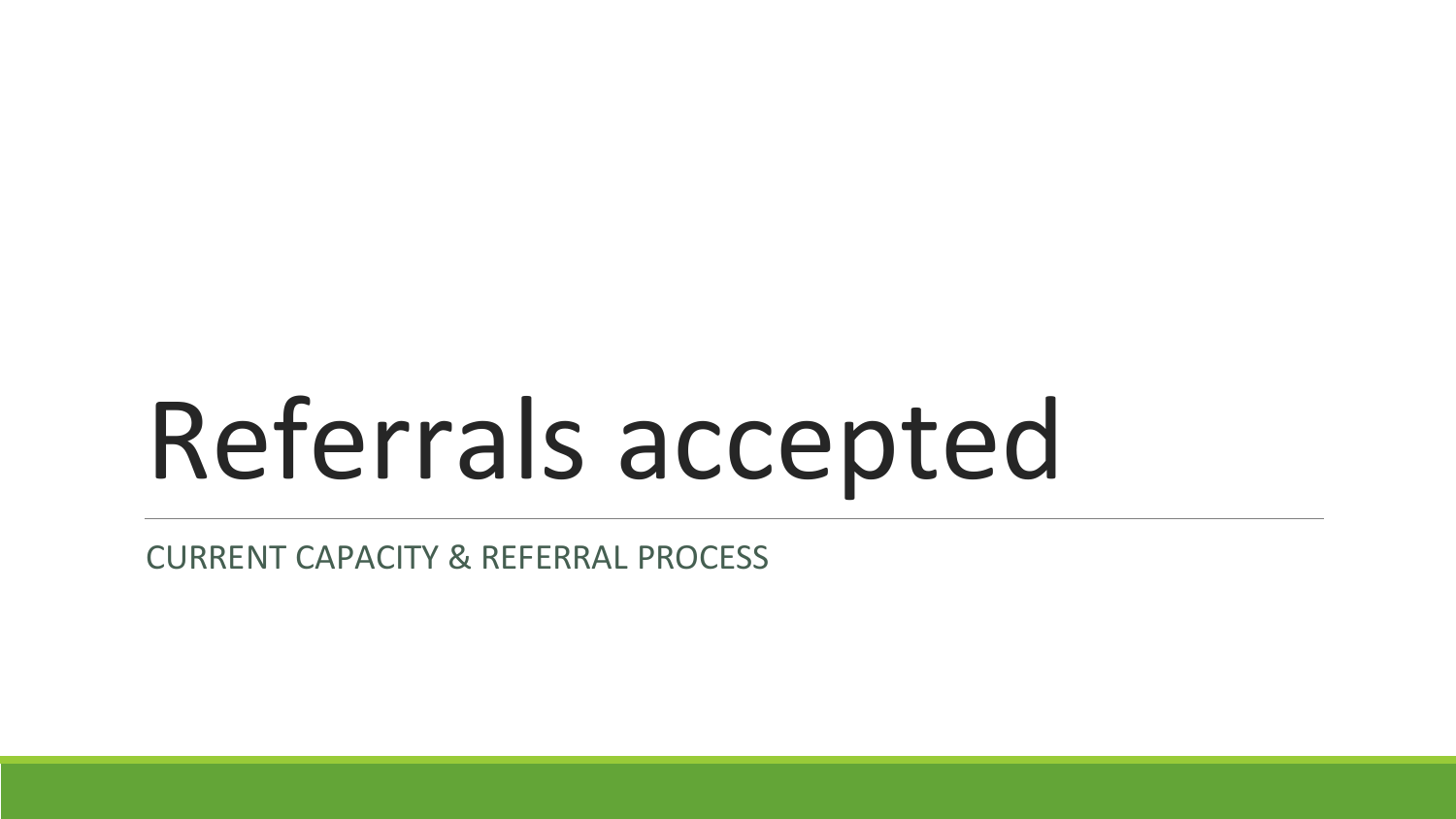# Referrals accepted

CURRENT CAPACITY & REFERRAL PROCESS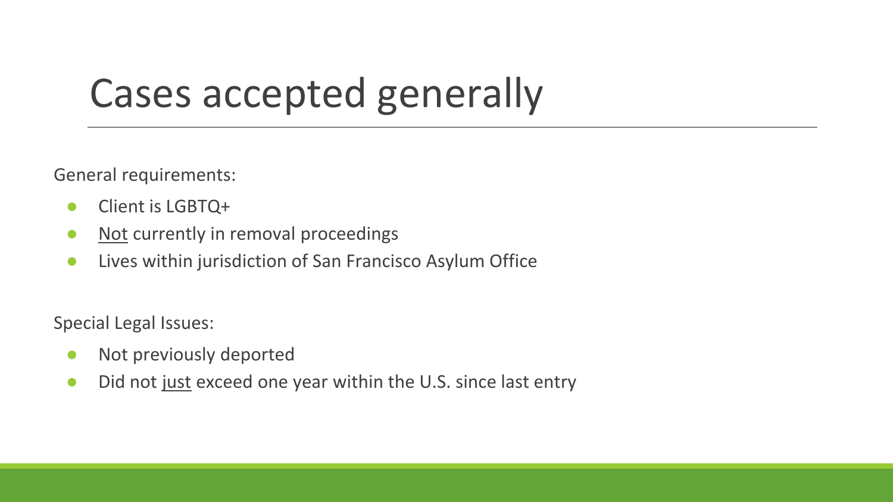# Cases accepted generally

General requirements:

- Client is LGBTQ+
- <u>Not</u> currently in removal proceedings
- Lives within jurisdiction of San Francisco Asylum Office

Special Legal Issues:

- Not previously deported
- Did not <u>just</u> exceed one year within the U.S. since last entry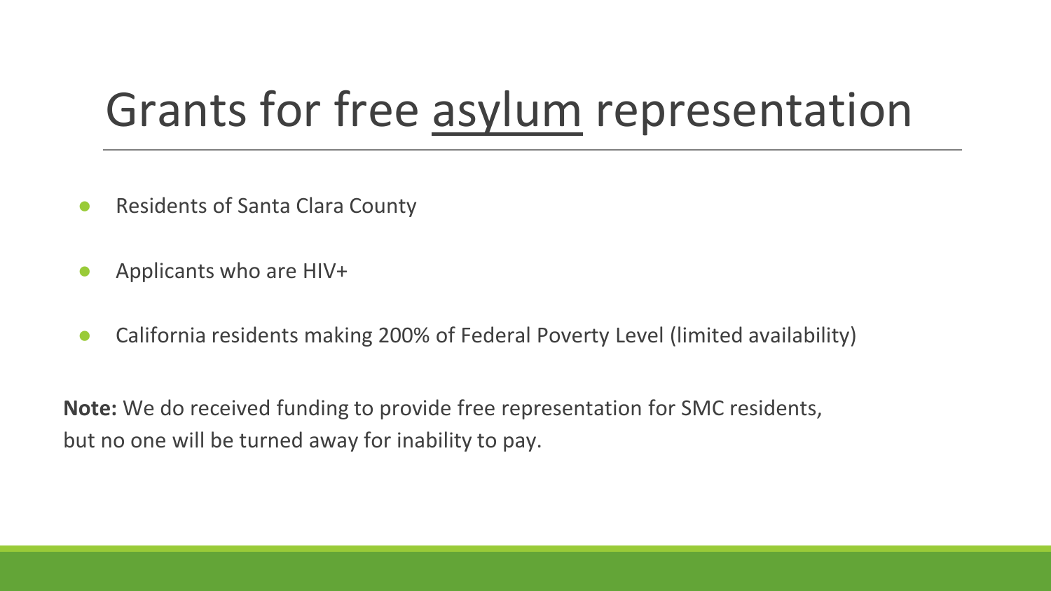# Grants for free asylum representation

- Residents of Santa Clara County
- Applicants who are HIV+
- California residents making 200% of Federal Poverty Level (limited availability)

**Note:** We do received funding to provide free representation for SMC residents, but no one will be turned away for inability to pay.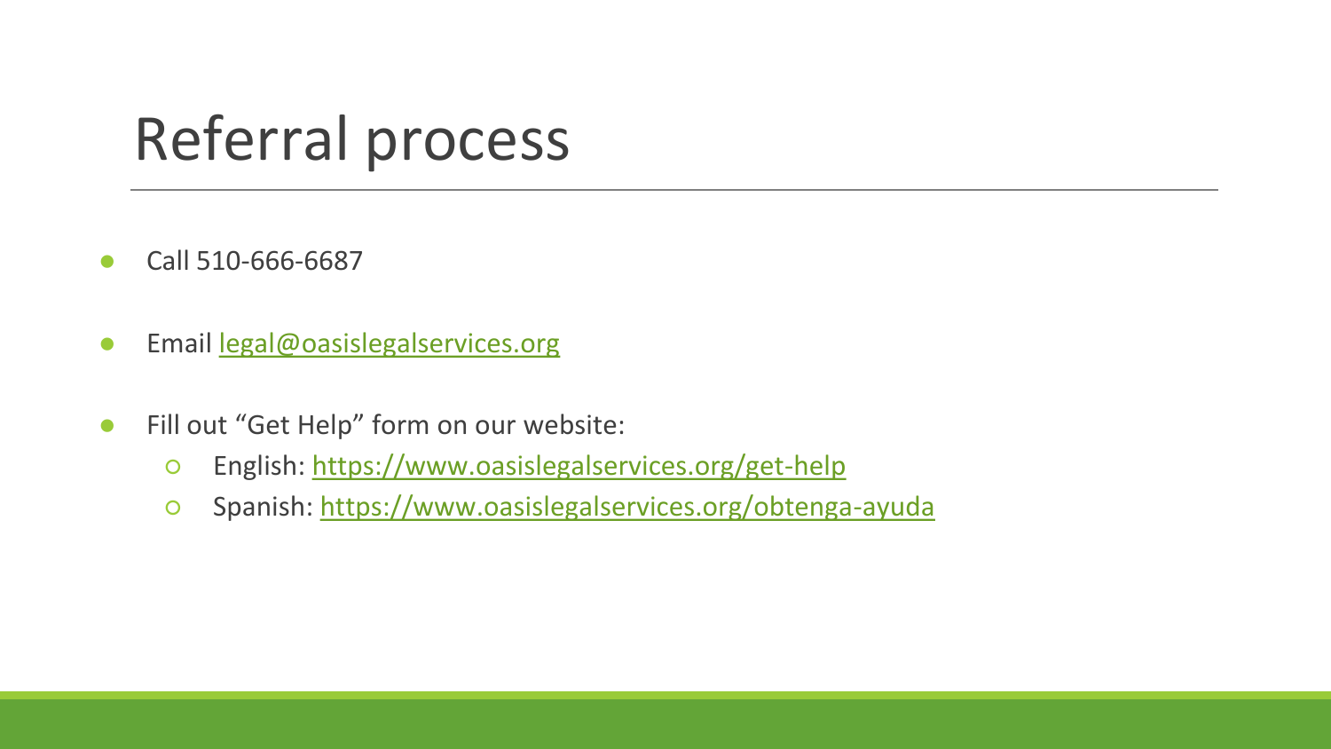# Referral process

- Call 510-666-6687
- Email legal@oasislegalservices.org
- Fill out "Get Help" form on our website:
  - English: https://www.oasislegalservices.org/get-help
  - Spanish: https://www.oasislegalservices.org/obtenga-ayuda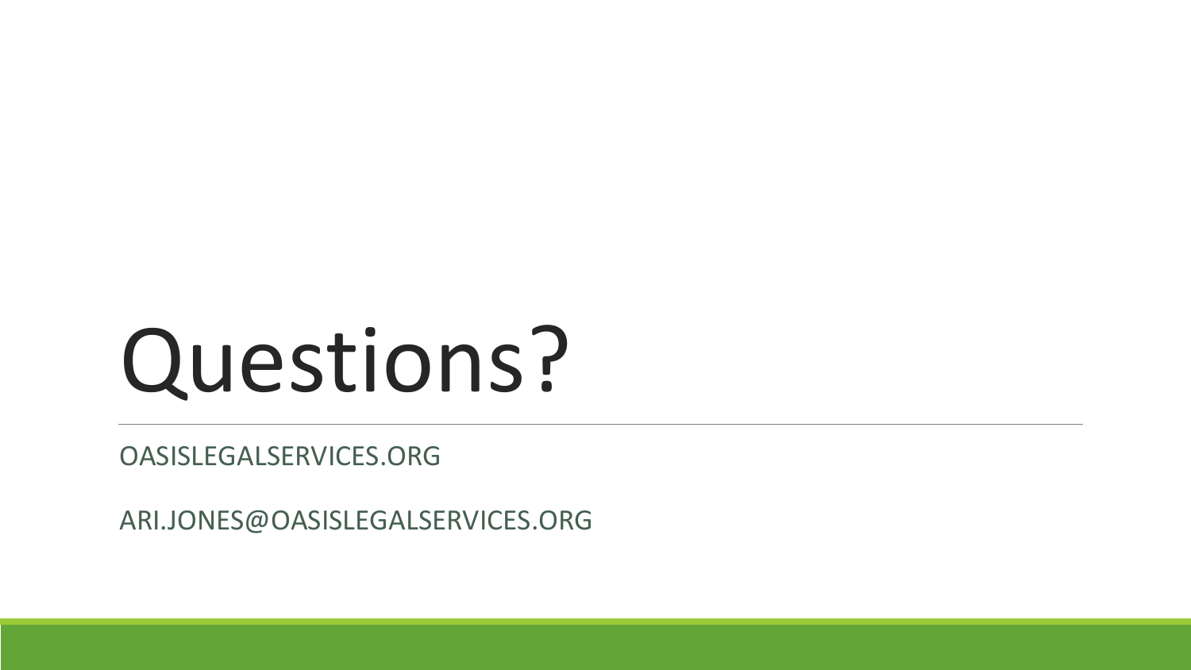# Questions?

OASISLEGALSERVICES.ORG

ARI.JONES@OASISLEGALSERVICES.ORG